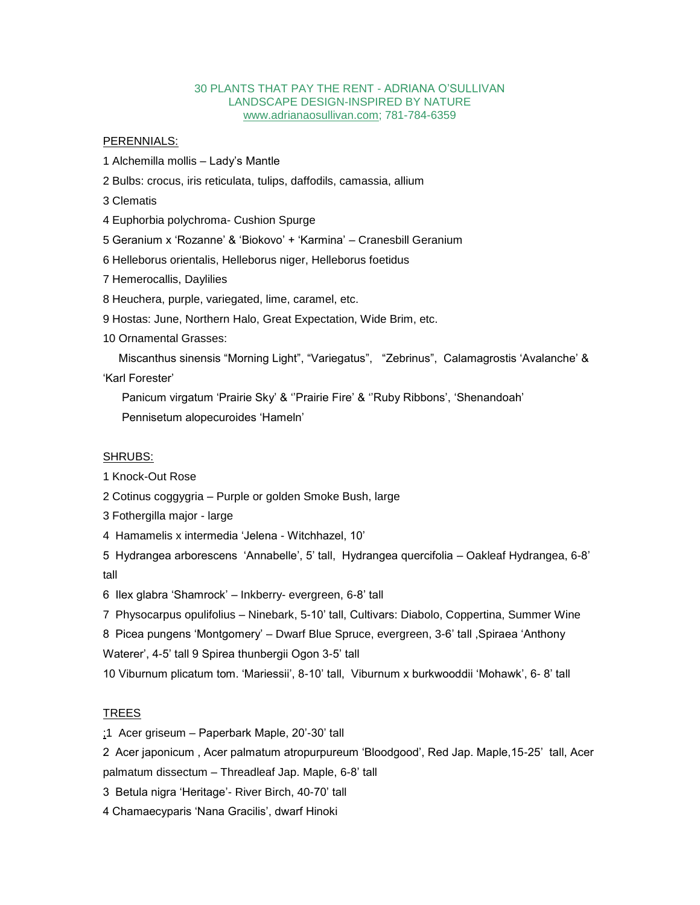# 30 PLANTS THAT PAY THE RENT - ADRIANA O'SULLIVAN
## LANDSCAPE DESIGN-INSPIRED BY NATURE
www.adrianaosullivan.com; 781-784-6359

PERENNIALS:

1 Alchemilla mollis – Lady's Mantle

2 Bulbs: crocus, iris reticulata, tulips, daffodils, camassia, allium

3 Clematis

4 Euphorbia polychroma- Cushion Spurge

5 Geranium x 'Rozanne' & 'Biokovo' + 'Karmina' – Cranesbill Geranium

6 Helleborus orientalis, Helleborus niger, Helleborus foetidus

7 Hemerocallis, Daylilies

8 Heuchera, purple, variegated, lime, caramel, etc.

9 Hostas: June, Northern Halo, Great Expectation, Wide Brim, etc.

10 Ornamental Grasses:

Miscanthus sinensis "Morning Light", "Variegatus", "Zebrinus", Calamagrostis 'Avalanche' & 'Karl Forester'

Panicum virgatum 'Prairie Sky' & ''Prairie Fire' & ''Ruby Ribbons', 'Shenandoah'

Pennisetum alopecuroides 'Hameln'

SHRUBS:

1 Knock-Out Rose

2 Cotinus coggygria – Purple or golden Smoke Bush, large

3 Fothergilla major - large

4 Hamamelis x intermedia 'Jelena - Witchhazel, 10'

5 Hydrangea arborescens 'Annabelle', 5' tall, Hydrangea quercifolia – Oakleaf Hydrangea, 6-8' tall

6 Ilex glabra 'Shamrock' – Inkberry- evergreen, 6-8' tall

7 Physocarpus opulifolius – Ninebark, 5-10' tall, Cultivars: Diabolo, Coppertina, Summer Wine

8 Picea pungens 'Montgomery' – Dwarf Blue Spruce, evergreen, 3-6' tall ,Spiraea 'Anthony Waterer', 4-5' tall 9 Spirea thunbergii Ogon 3-5' tall

10 Viburnum plicatum tom. 'Mariessii', 8-10' tall, Viburnum x burkwooddii 'Mohawk', 6- 8' tall

TREES

;1 Acer griseum – Paperbark Maple, 20'-30' tall

2 Acer japonicum , Acer palmatum atropurpureum 'Bloodgood', Red Jap. Maple,15-25' tall, Acer palmatum dissectum – Threadleaf Jap. Maple, 6-8' tall

3 Betula nigra 'Heritage'- River Birch, 40-70' tall

4 Chamaecyparis 'Nana Gracilis', dwarf Hinoki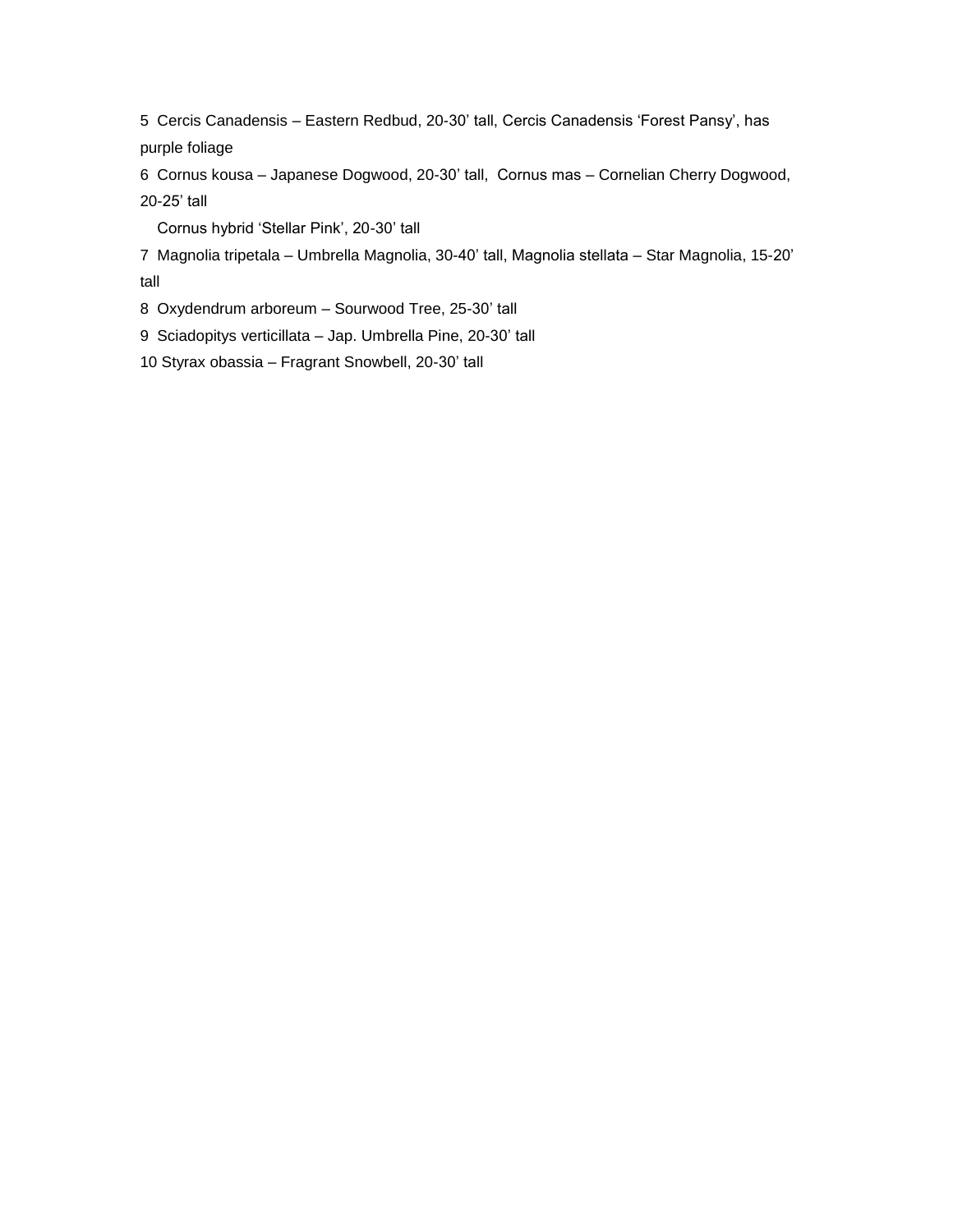5 Cercis Canadensis – Eastern Redbud, 20-30' tall, Cercis Canadensis 'Forest Pansy', has purple foliage

6 Cornus kousa – Japanese Dogwood, 20-30' tall, Cornus mas – Cornelian Cherry Dogwood, 20-25' tall

Cornus hybrid 'Stellar Pink', 20-30' tall

7 Magnolia tripetala – Umbrella Magnolia, 30-40' tall, Magnolia stellata – Star Magnolia, 15-20' tall

8 Oxydendrum arboreum – Sourwood Tree, 25-30' tall

9 Sciadopitys verticillata – Jap. Umbrella Pine, 20-30' tall

10 Styrax obassia – Fragrant Snowbell, 20-30' tall